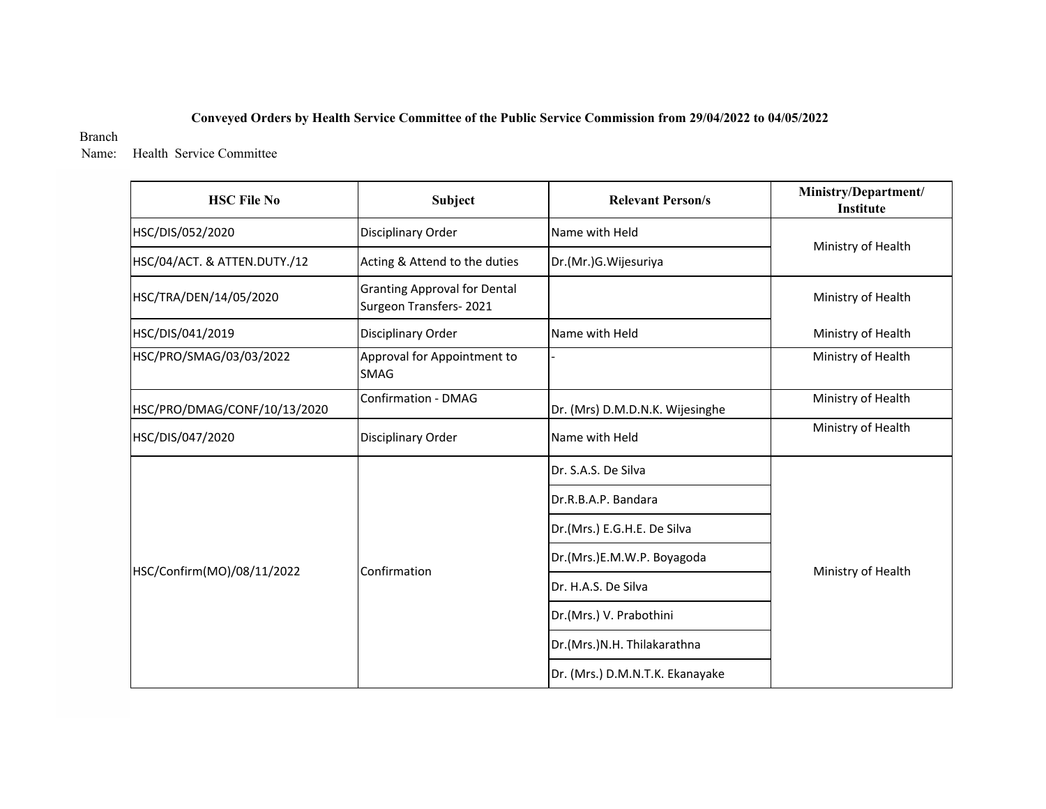**Conveyed Orders by Health Service Committee of the Public Service Commission from 29/04/2022 to 04/05/2022**

Branch Name: Health Service Committee

| HSC File No | Subject | Relevant Person/s | Ministry/Department/ Institute |
|---|---|---|---|
| HSC/DIS/052/2020 | Disciplinary Order | Name with Held | Ministry of Health |
| HSC/04/ACT. & ATTEN.DUTY./12 | Acting & Attend to the duties | Dr.(Mr.)G.Wijesuriya | |
| HSC/TRA/DEN/14/05/2020 | Granting Approval for Dental Surgeon Transfers- 2021 | | Ministry of Health |
| HSC/DIS/041/2019 | Disciplinary Order | Name with Held | Ministry of Health |
| HSC/PRO/SMAG/03/03/2022 | Approval for Appointment to SMAG | - | Ministry of Health |
| HSC/PRO/DMAG/CONF/10/13/2020 | Confirmation - DMAG | Dr. (Mrs) D.M.D.N.K. Wijesinghe | Ministry of Health |
| HSC/DIS/047/2020 | Disciplinary Order | Name with Held | Ministry of Health |
| HSC/Confirm(MO)/08/11/2022 | Confirmation | Dr. S.A.S. De Silva | Ministry of Health |
| | | Dr.R.B.A.P. Bandara | |
| | | Dr.(Mrs.) E.G.H.E. De Silva | |
| | | Dr.(Mrs.)E.M.W.P. Boyagoda | |
| | | Dr. H.A.S. De Silva | |
| | | Dr.(Mrs.) V. Prabothini | |
| | | Dr.(Mrs.)N.H. Thilakarathna | |
| | | Dr. (Mrs.) D.M.N.T.K. Ekanayake | |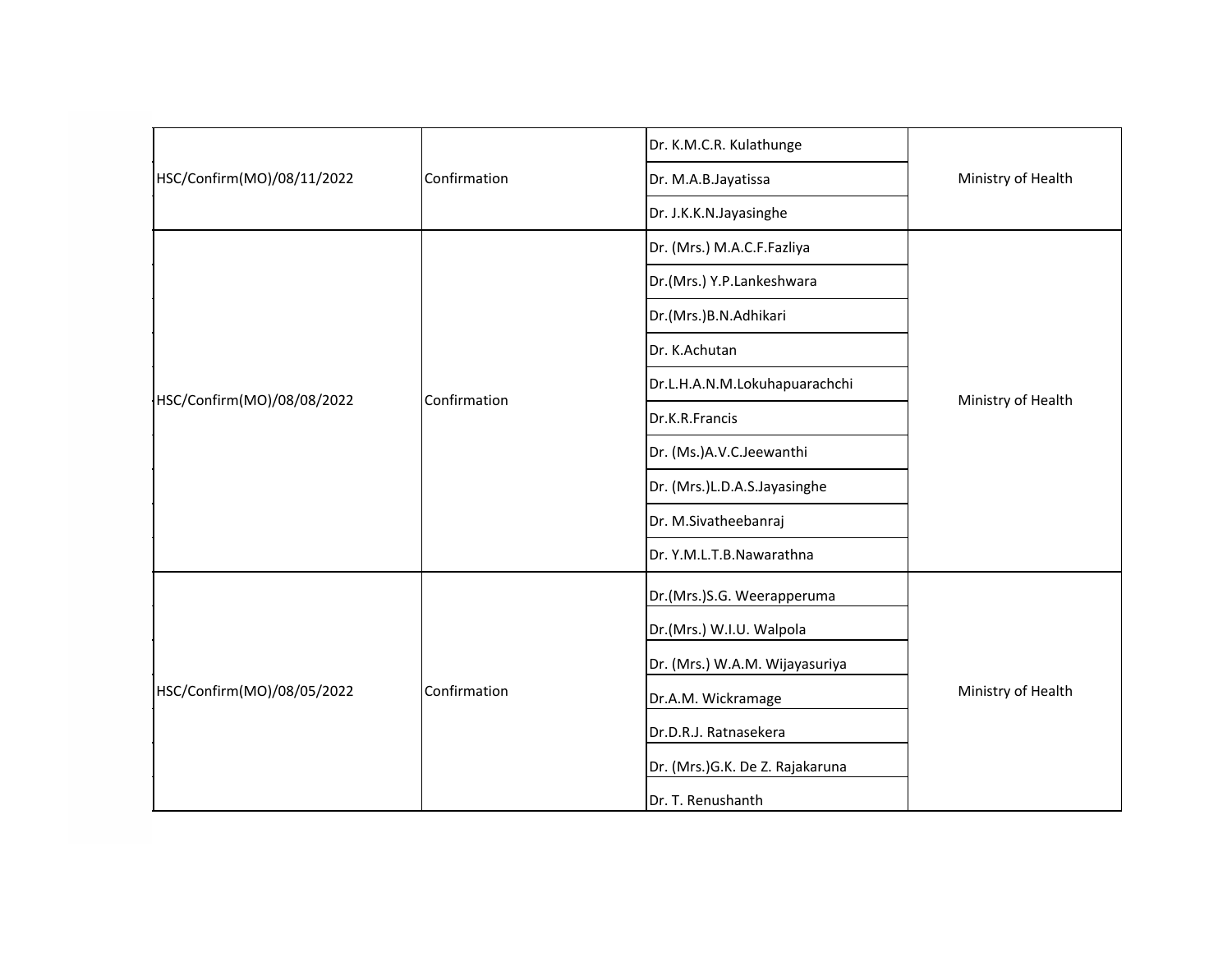| | | | |
|---|---|---|---|
| HSC/Confirm(MO)/08/11/2022 | Confirmation | Dr. K.M.C.R. Kulathunge | Ministry of Health |
| | | Dr. M.A.B.Jayatissa | |
| | | Dr. J.K.K.N.Jayasinghe | |
| HSC/Confirm(MO)/08/08/2022 | Confirmation | Dr. (Mrs.) M.A.C.F.Fazliya | Ministry of Health |
| | | Dr.(Mrs.) Y.P.Lankeshwara | |
| | | Dr.(Mrs.)B.N.Adhikari | |
| | | Dr. K.Achutan | |
| | | Dr.L.H.A.N.M.Lokuhapuarachchi | |
| | | Dr.K.R.Francis | |
| | | Dr. (Ms.)A.V.C.Jeewanthi | |
| | | Dr. (Mrs.)L.D.A.S.Jayasinghe | |
| | | Dr. M.Sivatheebanraj | |
| | | Dr. Y.M.L.T.B.Nawarathna | |
| HSC/Confirm(MO)/08/05/2022 | Confirmation | Dr.(Mrs.)S.G. Weerapperuma | Ministry of Health |
| | | Dr.(Mrs.) W.I.U. Walpola | |
| | | Dr. (Mrs.) W.A.M. Wijayasuriya | |
| | | Dr.A.M. Wickramage | |
| | | Dr.D.R.J. Ratnasekera | |
| | | Dr. (Mrs.)G.K. De Z. Rajakaruna | |
| | | Dr. T. Renushanth | |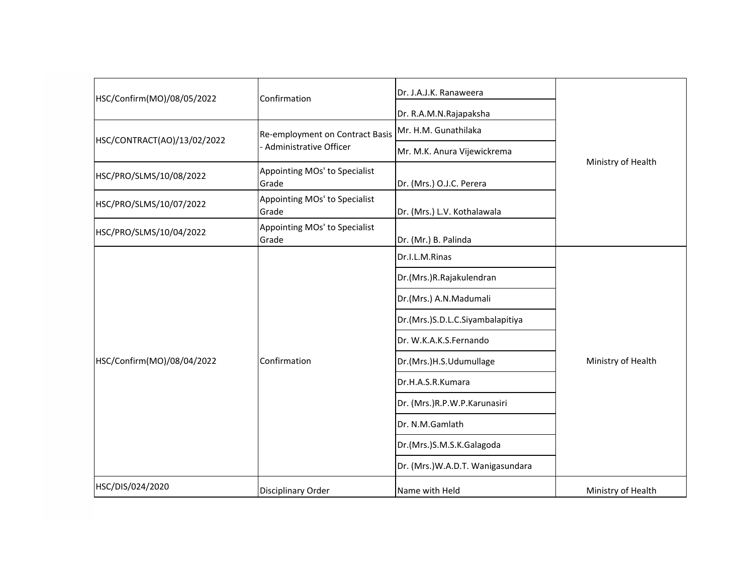| | | | |
|---|---|---|---|
| HSC/Confirm(MO)/08/05/2022 | Confirmation | Dr. J.A.J.K. Ranaweera | Ministry of Health |
| | | Dr. R.A.M.N.Rajapaksha | |
| HSC/CONTRACT(AO)/13/02/2022 | Re-employment on Contract Basis - Administrative Officer | Mr. H.M. Gunathilaka | |
| | | Mr. M.K. Anura Vijewickrema | |
| HSC/PRO/SLMS/10/08/2022 | Appointing MOs' to Specialist Grade | Dr. (Mrs.) O.J.C. Perera | |
| HSC/PRO/SLMS/10/07/2022 | Appointing MOs' to Specialist Grade | Dr. (Mrs.) L.V. Kothalawala | |
| HSC/PRO/SLMS/10/04/2022 | Appointing MOs' to Specialist Grade | Dr. (Mr.) B. Palinda | |
| HSC/Confirm(MO)/08/04/2022 | Confirmation | Dr.I.L.M.Rinas | Ministry of Health |
| | | Dr.(Mrs.)R.Rajakulendran | |
| | | Dr.(Mrs.) A.N.Madumali | |
| | | Dr.(Mrs.)S.D.L.C.Siyambalapitiya | |
| | | Dr. W.K.A.K.S.Fernando | |
| | | Dr.(Mrs.)H.S.Udumullage | |
| | | Dr.H.A.S.R.Kumara | |
| | | Dr. (Mrs.)R.P.W.P.Karunasiri | |
| | | Dr. N.M.Gamlath | |
| | | Dr.(Mrs.)S.M.S.K.Galagoda | |
| | | Dr. (Mrs.)W.A.D.T. Wanigasundara | |
| HSC/DIS/024/2020 | Disciplinary Order | Name with Held | Ministry of Health |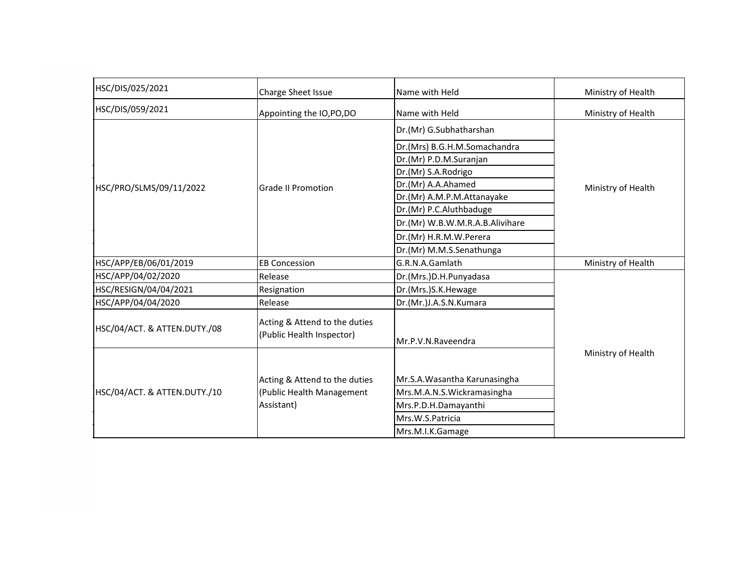| | | | |
|---|---|---|---|
| HSC/DIS/025/2021 | Charge Sheet Issue | Name with Held | Ministry of Health |
| HSC/DIS/059/2021 | Appointing the IO,PO,DO | Name with Held | Ministry of Health |
| HSC/PRO/SLMS/09/11/2022 | Grade II Promotion | Dr.(Mr) G.Subhatharshan | Ministry of Health |
| | | Dr.(Mrs) B.G.H.M.Somachandra | |
| | | Dr.(Mr) P.D.M.Suranjan | |
| | | Dr.(Mr) S.A.Rodrigo | |
| | | Dr.(Mr) A.A.Ahamed | |
| | | Dr.(Mr) A.M.P.M.Attanayake | |
| | | Dr.(Mr) P.C.Aluthbaduge | |
| | | Dr.(Mr) W.B.W.M.R.A.B.Alivihare | |
| | | Dr.(Mr) H.R.M.W.Perera | |
| | | Dr.(Mr) M.M.S.Senathunga | |
| HSC/APP/EB/06/01/2019 | EB Concession | G.R.N.A.Gamlath | Ministry of Health |
| HSC/APP/04/02/2020 | Release | Dr.(Mrs.)D.H.Punyadasa | Ministry of Health |
| HSC/RESIGN/04/04/2021 | Resignation | Dr.(Mrs.)S.K.Hewage | |
| HSC/APP/04/04/2020 | Release | Dr.(Mr.)J.A.S.N.Kumara | |
| HSC/04/ACT. & ATTEN.DUTY./08 | Acting & Attend to the duties (Public Health Inspector) | Mr.P.V.N.Raveendra | |
| HSC/04/ACT. & ATTEN.DUTY./10 | Acting & Attend to the duties (Public Health Management Assistant) | Mr.S.A.Wasantha Karunasingha | |
| | | Mrs.M.A.N.S.Wickramasingha | |
| | | Mrs.P.D.H.Damayanthi | |
| | | Mrs.W.S.Patricia | |
| | | Mrs.M.I.K.Gamage | |